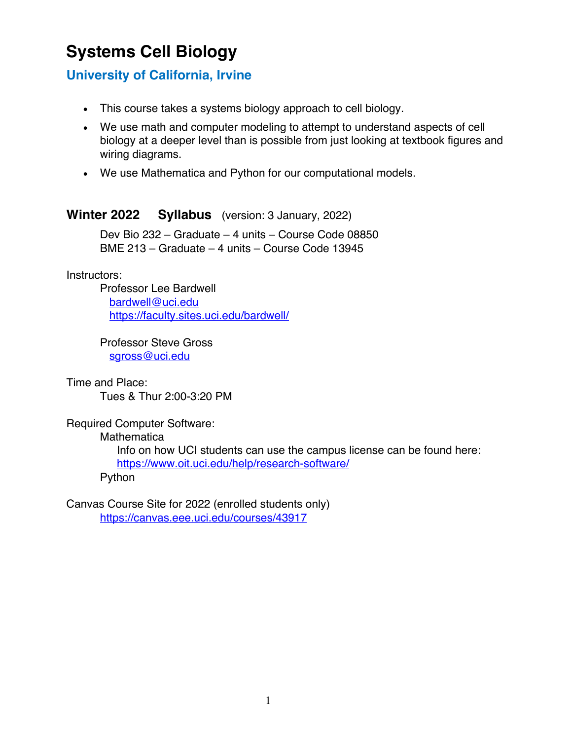# Systems Cell Biology

## University of California, Irvine

- This course takes a systems biology approach to cell biology.
- We use math and computer modeling to attempt to understand aspects of cell biology at a deeper level than is possible from just looking at textbook figures and wiring diagrams.
- We use Mathematica and Python for our computational models.

## Winter 2022 Syllabus (version: 3 January, 2022)

Dev Bio 232 – Graduate – 4 units – Course Code 08850
BME 213 – Graduate – 4 units – Course Code 13945

Instructors:

Professor Lee Bardwell
[bardwell@uci.edu](mailto:bardwell@uci.edu)
https://faculty.sites.uci.edu/bardwell/

Professor Steve Gross
[sgross@uci.edu](mailto:sgross@uci.edu)

Time and Place:

Tues & Thur 2:00-3:20 PM

Required Computer Software:

Mathematica
Info on how UCI students can use the campus license can be found here:
https://www.oit.uci.edu/help/research-software/

Python

Canvas Course Site for 2022 (enrolled students only)

https://canvas.eee.uci.edu/courses/43917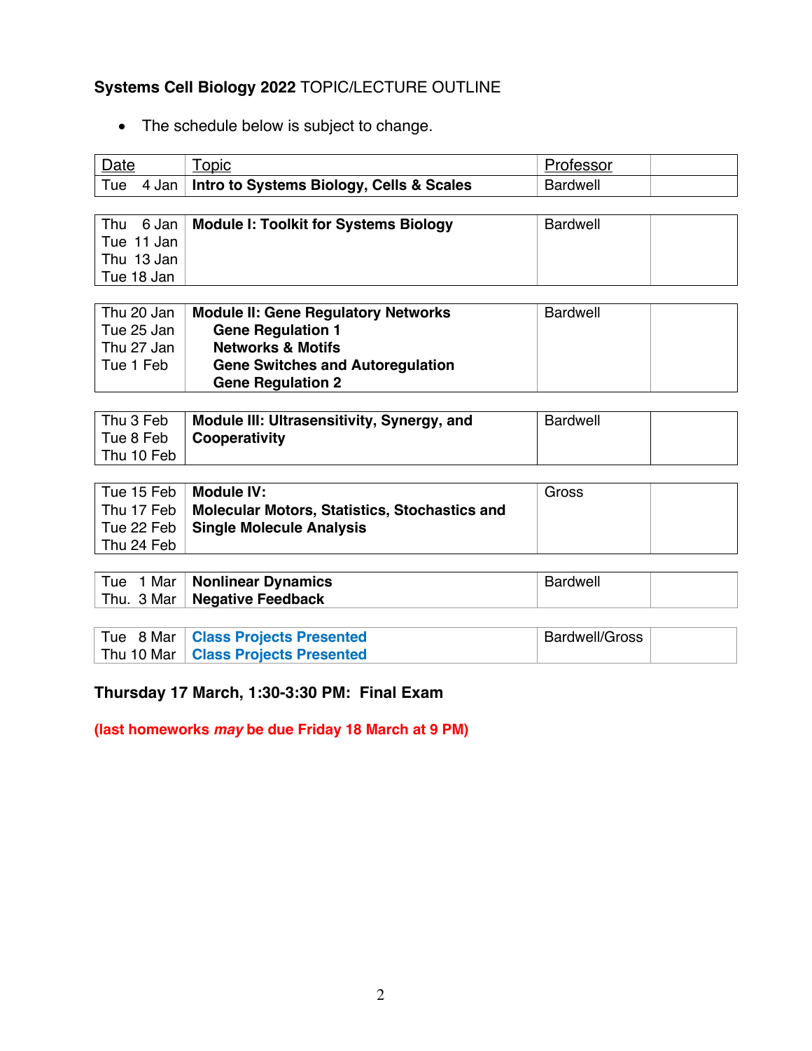**Systems Cell Biology 2022** TOPIC/LECTURE OUTLINE

- The schedule below is subject to change.

| Date | Topic | Professor | |
|---|---|---|---|
| Tue 4 Jan | **Intro to Systems Biology, Cells & Scales** | Bardwell | |
| Thu 6 Jan<br>Tue 11 Jan<br>Thu 13 Jan<br>Tue 18 Jan | **Module I: Toolkit for Systems Biology** | Bardwell | |
| Thu 20 Jan<br>Tue 25 Jan<br>Thu 27 Jan<br>Tue 1 Feb | **Module II: Gene Regulatory Networks**<br>**Gene Regulation 1**<br>**Networks & Motifs**<br>**Gene Switches and Autoregulation**<br>**Gene Regulation 2** | Bardwell | |
| Thu 3 Feb<br>Tue 8 Feb<br>Thu 10 Feb | **Module III: Ultrasensitivity, Synergy, and Cooperativity** | Bardwell | |
| Tue 15 Feb<br>Thu 17 Feb<br>Tue 22 Feb<br>Thu 24 Feb | **Module IV:**<br>**Molecular Motors, Statistics, Stochastics and Single Molecule Analysis** | Gross | |
| Tue 1 Mar<br>Thu. 3 Mar | **Nonlinear Dynamics**<br>**Negative Feedback** | Bardwell | |
| Tue 8 Mar<br>Thu 10 Mar | **Class Projects Presented**<br>**Class Projects Presented** | Bardwell/Gross | |

**Thursday 17 March, 1:30-3:30 PM: Final Exam**

**(last homeworks *may* be due Friday 18 March at 9 PM)**